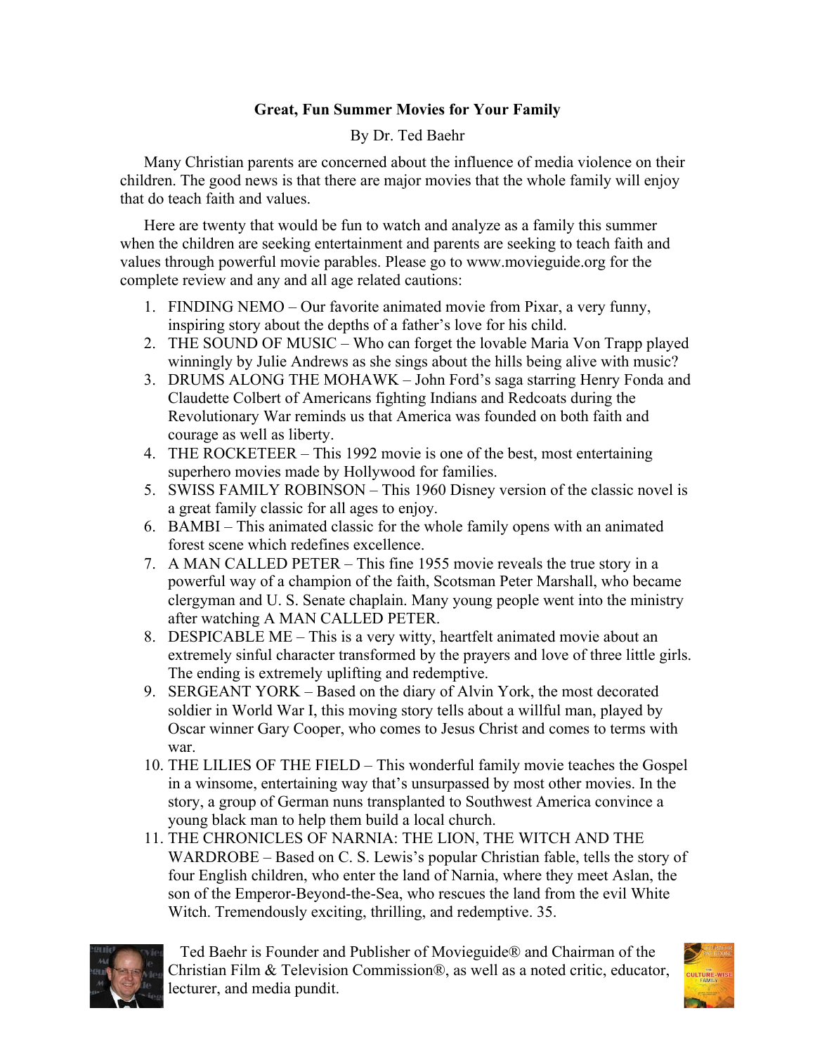**Great, Fun Summer Movies for Your Family**

By Dr. Ted Baehr

Many Christian parents are concerned about the influence of media violence on their children. The good news is that there are major movies that the whole family will enjoy that do teach faith and values.

Here are twenty that would be fun to watch and analyze as a family this summer when the children are seeking entertainment and parents are seeking to teach faith and values through powerful movie parables. Please go to www.movieguide.org for the complete review and any and all age related cautions:

1. FINDING NEMO – Our favorite animated movie from Pixar, a very funny, inspiring story about the depths of a father's love for his child.
2. THE SOUND OF MUSIC – Who can forget the lovable Maria Von Trapp played winningly by Julie Andrews as she sings about the hills being alive with music?
3. DRUMS ALONG THE MOHAWK – John Ford's saga starring Henry Fonda and Claudette Colbert of Americans fighting Indians and Redcoats during the Revolutionary War reminds us that America was founded on both faith and courage as well as liberty.
4. THE ROCKETEER – This 1992 movie is one of the best, most entertaining superhero movies made by Hollywood for families.
5. SWISS FAMILY ROBINSON – This 1960 Disney version of the classic novel is a great family classic for all ages to enjoy.
6. BAMBI – This animated classic for the whole family opens with an animated forest scene which redefines excellence.
7. A MAN CALLED PETER – This fine 1955 movie reveals the true story in a powerful way of a champion of the faith, Scotsman Peter Marshall, who became clergyman and U. S. Senate chaplain. Many young people went into the ministry after watching A MAN CALLED PETER.
8. DESPICABLE ME – This is a very witty, heartfelt animated movie about an extremely sinful character transformed by the prayers and love of three little girls. The ending is extremely uplifting and redemptive.
9. SERGEANT YORK – Based on the diary of Alvin York, the most decorated soldier in World War I, this moving story tells about a willful man, played by Oscar winner Gary Cooper, who comes to Jesus Christ and comes to terms with war.
10. THE LILIES OF THE FIELD – This wonderful family movie teaches the Gospel in a winsome, entertaining way that's unsurpassed by most other movies. In the story, a group of German nuns transplanted to Southwest America convince a young black man to help them build a local church.
11. THE CHRONICLES OF NARNIA: THE LION, THE WITCH AND THE WARDROBE – Based on C. S. Lewis's popular Christian fable, tells the story of four English children, who enter the land of Narnia, where they meet Aslan, the son of the Emperor-Beyond-the-Sea, who rescues the land from the evil White Witch. Tremendously exciting, thrilling, and redemptive. 35.

Ted Baehr is Founder and Publisher of Movieguide® and Chairman of the Christian Film & Television Commission®, as well as a noted critic, educator, lecturer, and media pundit.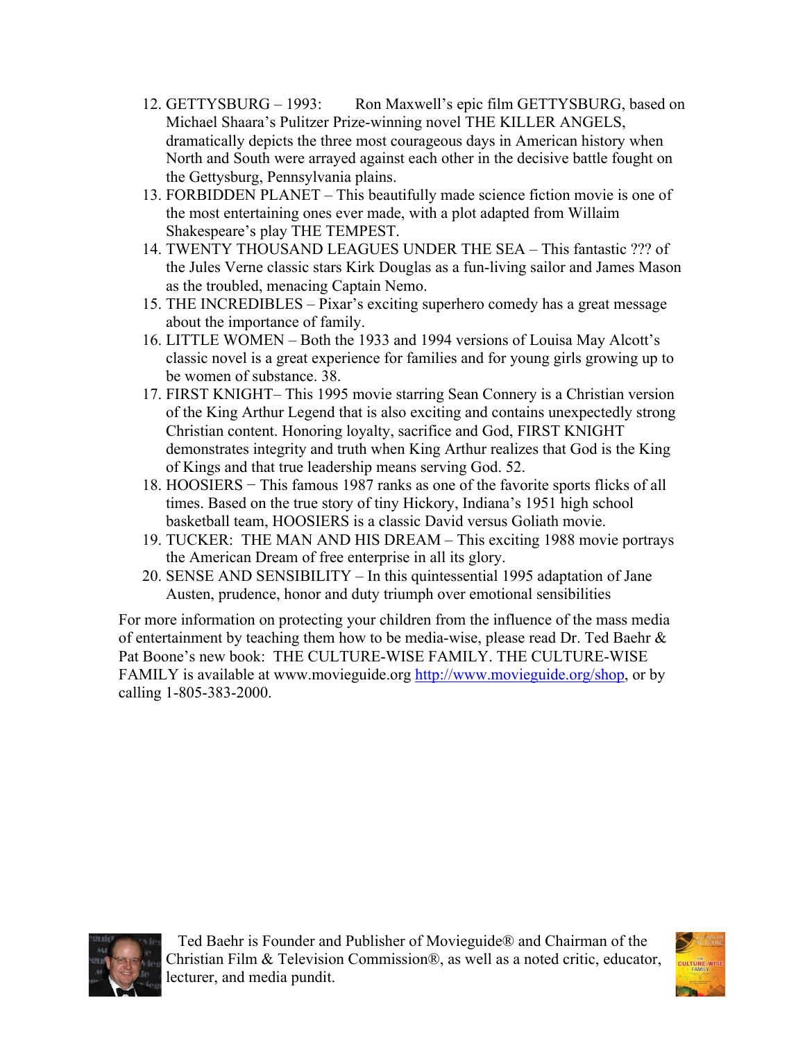12. GETTYSBURG – 1993: Ron Maxwell's epic film GETTYSBURG, based on Michael Shaara's Pulitzer Prize-winning novel THE KILLER ANGELS, dramatically depicts the three most courageous days in American history when North and South were arrayed against each other in the decisive battle fought on the Gettysburg, Pennsylvania plains.
13. FORBIDDEN PLANET – This beautifully made science fiction movie is one of the most entertaining ones ever made, with a plot adapted from Willaim Shakespeare's play THE TEMPEST.
14. TWENTY THOUSAND LEAGUES UNDER THE SEA – This fantastic ??? of the Jules Verne classic stars Kirk Douglas as a fun-living sailor and James Mason as the troubled, menacing Captain Nemo.
15. THE INCREDIBLES – Pixar's exciting superhero comedy has a great message about the importance of family.
16. LITTLE WOMEN – Both the 1933 and 1994 versions of Louisa May Alcott's classic novel is a great experience for families and for young girls growing up to be women of substance. 38.
17. FIRST KNIGHT– This 1995 movie starring Sean Connery is a Christian version of the King Arthur Legend that is also exciting and contains unexpectedly strong Christian content. Honoring loyalty, sacrifice and God, FIRST KNIGHT demonstrates integrity and truth when King Arthur realizes that God is the King of Kings and that true leadership means serving God. 52.
18. HOOSIERS − This famous 1987 ranks as one of the favorite sports flicks of all times. Based on the true story of tiny Hickory, Indiana's 1951 high school basketball team, HOOSIERS is a classic David versus Goliath movie.
19. TUCKER: THE MAN AND HIS DREAM – This exciting 1988 movie portrays the American Dream of free enterprise in all its glory.
20. SENSE AND SENSIBILITY – In this quintessential 1995 adaptation of Jane Austen, prudence, honor and duty triumph over emotional sensibilities

For more information on protecting your children from the influence of the mass media of entertainment by teaching them how to be media-wise, please read Dr. Ted Baehr & Pat Boone's new book: THE CULTURE-WISE FAMILY. THE CULTURE-WISE FAMILY is available at www.movieguide.org http://www.movieguide.org/shop, or by calling 1-805-383-2000.

Ted Baehr is Founder and Publisher of Movieguide® and Chairman of the Christian Film & Television Commission®, as well as a noted critic, educator, lecturer, and media pundit.